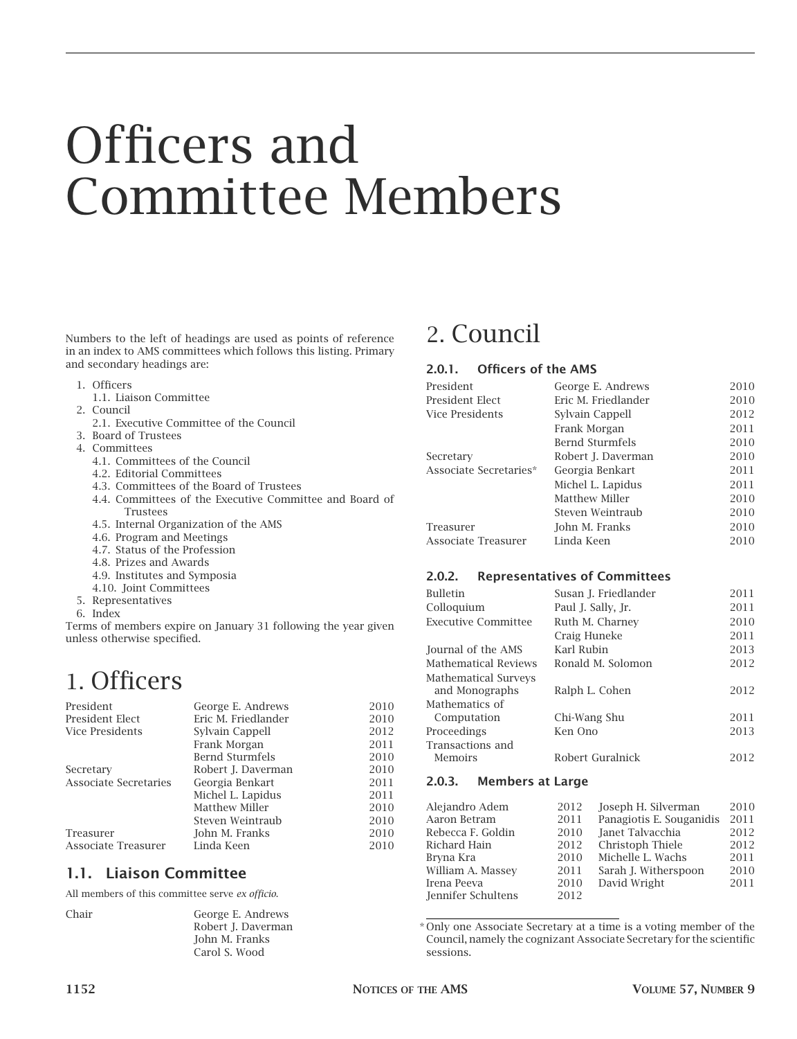# Officers and Committee Members

Numbers to the left of headings are used as points of reference in an index to AMS committees which follows this listing. Primary and secondary headings are:

1. Officers
   1.1. Liaison Committee
2. Council
   2.1. Executive Committee of the Council
3. Board of Trustees
4. Committees
   4.1. Committees of the Council
   4.2. Editorial Committees
   4.3. Committees of the Board of Trustees
   4.4. Committees of the Executive Committee and Board of Trustees
   4.5. Internal Organization of the AMS
   4.6. Program and Meetings
   4.7. Status of the Profession
   4.8. Prizes and Awards
   4.9. Institutes and Symposia
   4.10. Joint Committees
5. Representatives
6. Index

Terms of members expire on January 31 following the year given unless otherwise specified.

## 1. Officers

| | | |
|---|---|---|
| President | George E. Andrews | 2010 |
| President Elect | Eric M. Friedlander | 2010 |
| Vice Presidents | Sylvain Cappell | 2012 |
| | Frank Morgan | 2011 |
| | Bernd Sturmfels | 2010 |
| Secretary | Robert J. Daverman | 2010 |
| Associate Secretaries | Georgia Benkart | 2011 |
| | Michel L. Lapidus | 2011 |
| | Matthew Miller | 2010 |
| | Steven Weintraub | 2010 |
| Treasurer | John M. Franks | 2010 |
| Associate Treasurer | Linda Keen | 2010 |

### 1.1. Liaison Committee

All members of this committee serve *ex officio*.

| | |
|---|---|
| Chair | George E. Andrews |
| | Robert J. Daverman |
| | John M. Franks |
| | Carol S. Wood |

## 2. Council

### 2.0.1. Officers of the AMS

| | | |
|---|---|---|
| President | George E. Andrews | 2010 |
| President Elect | Eric M. Friedlander | 2010 |
| Vice Presidents | Sylvain Cappell | 2012 |
| | Frank Morgan | 2011 |
| | Bernd Sturmfels | 2010 |
| Secretary | Robert J. Daverman | 2010 |
| Associate Secretaries* | Georgia Benkart | 2011 |
| | Michel L. Lapidus | 2011 |
| | Matthew Miller | 2010 |
| | Steven Weintraub | 2010 |
| Treasurer | John M. Franks | 2010 |
| Associate Treasurer | Linda Keen | 2010 |

### 2.0.2. Representatives of Committees

| | | |
|---|---|---|
| Bulletin | Susan J. Friedlander | 2011 |
| Colloquium | Paul J. Sally, Jr. | 2011 |
| Executive Committee | Ruth M. Charney | 2010 |
| | Craig Huneke | 2011 |
| Journal of the AMS | Karl Rubin | 2013 |
| Mathematical Reviews | Ronald M. Solomon | 2012 |
| Mathematical Surveys and Monographs | Ralph L. Cohen | 2012 |
| Mathematics of Computation | Chi-Wang Shu | 2011 |
| Proceedings | Ken Ono | 2013 |
| Transactions and Memoirs | Robert Guralnick | 2012 |

### 2.0.3. Members at Large

| | | | |
|---|---|---|---|
| Alejandro Adem | 2012 | Joseph H. Silverman | 2010 |
| Aaron Betram | 2011 | Panagiotis E. Souganidis | 2011 |
| Rebecca F. Goldin | 2010 | Janet Talvacchia | 2012 |
| Richard Hain | 2012 | Christoph Thiele | 2012 |
| Bryna Kra | 2010 | Michelle L. Wachs | 2011 |
| William A. Massey | 2011 | Sarah J. Witherspoon | 2010 |
| Irena Peeva | 2010 | David Wright | 2011 |
| Jennifer Schultens | 2012 | | |

*Only one Associate Secretary at a time is a voting member of the Council, namely the cognizant Associate Secretary for the scientific sessions.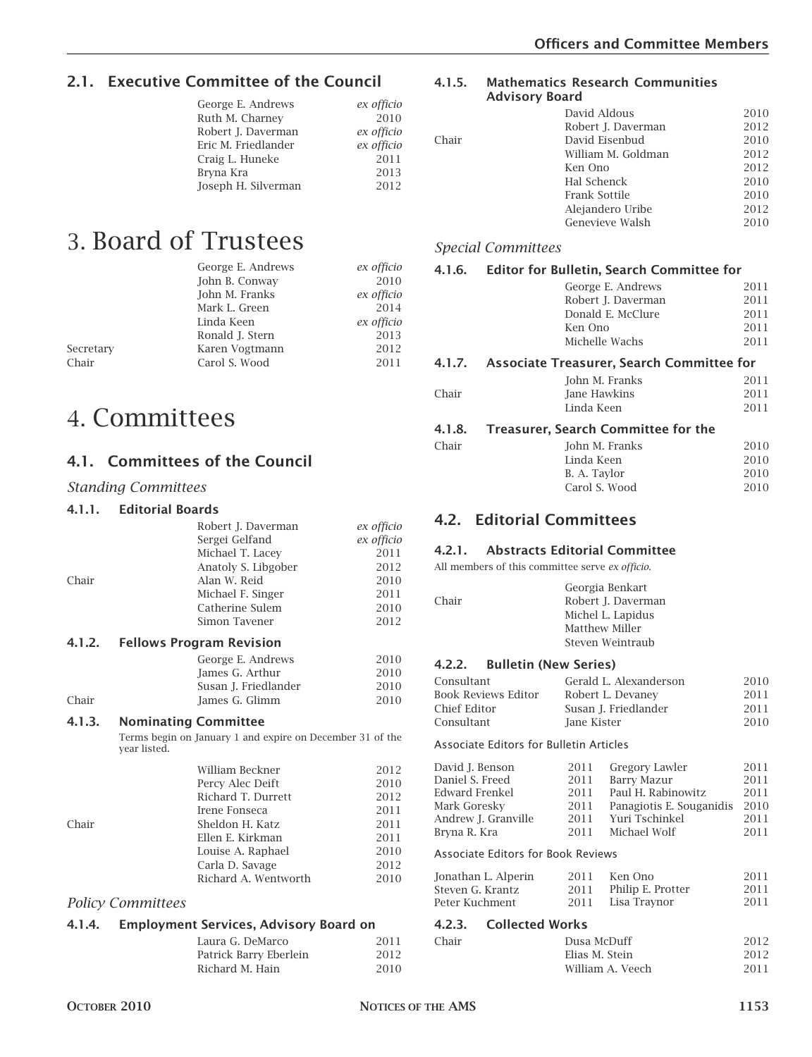## 2.1. Executive Committee of the Council

| | | |
|---|---|---|
| | George E. Andrews | *ex officio* |
| | Ruth M. Charney | 2010 |
| | Robert J. Daverman | *ex officio* |
| | Eric M. Friedlander | *ex officio* |
| | Craig L. Huneke | 2011 |
| | Bryna Kra | 2013 |
| | Joseph H. Silverman | 2012 |

# 3. Board of Trustees

| | | |
|---|---|---|
| | George E. Andrews | *ex officio* |
| | John B. Conway | 2010 |
| | John M. Franks | *ex officio* |
| | Mark L. Green | 2014 |
| | Linda Keen | *ex officio* |
| | Ronald J. Stern | 2013 |
| Secretary | Karen Vogtmann | 2012 |
| Chair | Carol S. Wood | 2011 |

# 4. Committees

## 4.1. Committees of the Council

*Standing Committees*

### 4.1.1. Editorial Boards

| | | |
|---|---|---|
| | Robert J. Daverman | *ex officio* |
| | Sergei Gelfand | *ex officio* |
| | Michael T. Lacey | 2011 |
| | Anatoly S. Libgober | 2012 |
| Chair | Alan W. Reid | 2010 |
| | Michael F. Singer | 2011 |
| | Catherine Sulem | 2010 |
| | Simon Tavener | 2012 |

### 4.1.2. Fellows Program Revision

| | | |
|---|---|---|
| | George E. Andrews | 2010 |
| | James G. Arthur | 2010 |
| | Susan J. Friedlander | 2010 |
| Chair | James G. Glimm | 2010 |

### 4.1.3. Nominating Committee

Terms begin on January 1 and expire on December 31 of the year listed.

| | | |
|---|---|---|
| | William Beckner | 2012 |
| | Percy Alec Deift | 2010 |
| | Richard T. Durrett | 2012 |
| | Irene Fonseca | 2011 |
| Chair | Sheldon H. Katz | 2011 |
| | Ellen E. Kirkman | 2011 |
| | Louise A. Raphael | 2010 |
| | Carla D. Savage | 2012 |
| | Richard A. Wentworth | 2010 |

*Policy Committees*

### 4.1.4. Employment Services, Advisory Board on

| | | |
|---|---|---|
| | Laura G. DeMarco | 2011 |
| | Patrick Barry Eberlein | 2012 |
| | Richard M. Hain | 2010 |

### 4.1.5. Mathematics Research Communities Advisory Board

| | | |
|---|---|---|
| | David Aldous | 2010 |
| | Robert J. Daverman | 2012 |
| Chair | David Eisenbud | 2010 |
| | William M. Goldman | 2012 |
| | Ken Ono | 2012 |
| | Hal Schenck | 2010 |
| | Frank Sottile | 2010 |
| | Alejandero Uribe | 2012 |
| | Genevieve Walsh | 2010 |

*Special Committees*

### 4.1.6. Editor for Bulletin, Search Committee for

| | | |
|---|---|---|
| | George E. Andrews | 2011 |
| | Robert J. Daverman | 2011 |
| | Donald E. McClure | 2011 |
| | Ken Ono | 2011 |
| | Michelle Wachs | 2011 |

### 4.1.7. Associate Treasurer, Search Committee for

| | | |
|---|---|---|
| | John M. Franks | 2011 |
| Chair | Jane Hawkins | 2011 |
| | Linda Keen | 2011 |

### 4.1.8. Treasurer, Search Committee for the

| | | |
|---|---|---|
| Chair | John M. Franks | 2010 |
| | Linda Keen | 2010 |
| | B. A. Taylor | 2010 |
| | Carol S. Wood | 2010 |

## 4.2. Editorial Committees

### 4.2.1. Abstracts Editorial Committee

All members of this committee serve *ex officio*.

| | |
|---|---|
| | Georgia Benkart |
| Chair | Robert J. Daverman |
| | Michel L. Lapidus |
| | Matthew Miller |
| | Steven Weintraub |

### 4.2.2. Bulletin (New Series)

| | | |
|---|---|---|
| Consultant | Gerald L. Alexanderson | 2010 |
| Book Reviews Editor | Robert L. Devaney | 2011 |
| Chief Editor | Susan J. Friedlander | 2011 |
| Consultant | Jane Kister | 2010 |

Associate Editors for Bulletin Articles

| | | | |
|---|---|---|---|
| David J. Benson | 2011 | Gregory Lawler | 2011 |
| Daniel S. Freed | 2011 | Barry Mazur | 2011 |
| Edward Frenkel | 2011 | Paul H. Rabinowitz | 2011 |
| Mark Goresky | 2011 | Panagiotis E. Souganidis | 2010 |
| Andrew J. Granville | 2011 | Yuri Tschinkel | 2011 |
| Bryna R. Kra | 2011 | Michael Wolf | 2011 |

Associate Editors for Book Reviews

| | | | |
|---|---|---|---|
| Jonathan L. Alperin | 2011 | Ken Ono | 2011 |
| Steven G. Krantz | 2011 | Philip E. Protter | 2011 |
| Peter Kuchment | 2011 | Lisa Traynor | 2011 |

### 4.2.3. Collected Works

| | | |
|---|---|---|
| Chair | Dusa McDuff | 2012 |
| | Elias M. Stein | 2012 |
| | William A. Veech | 2011 |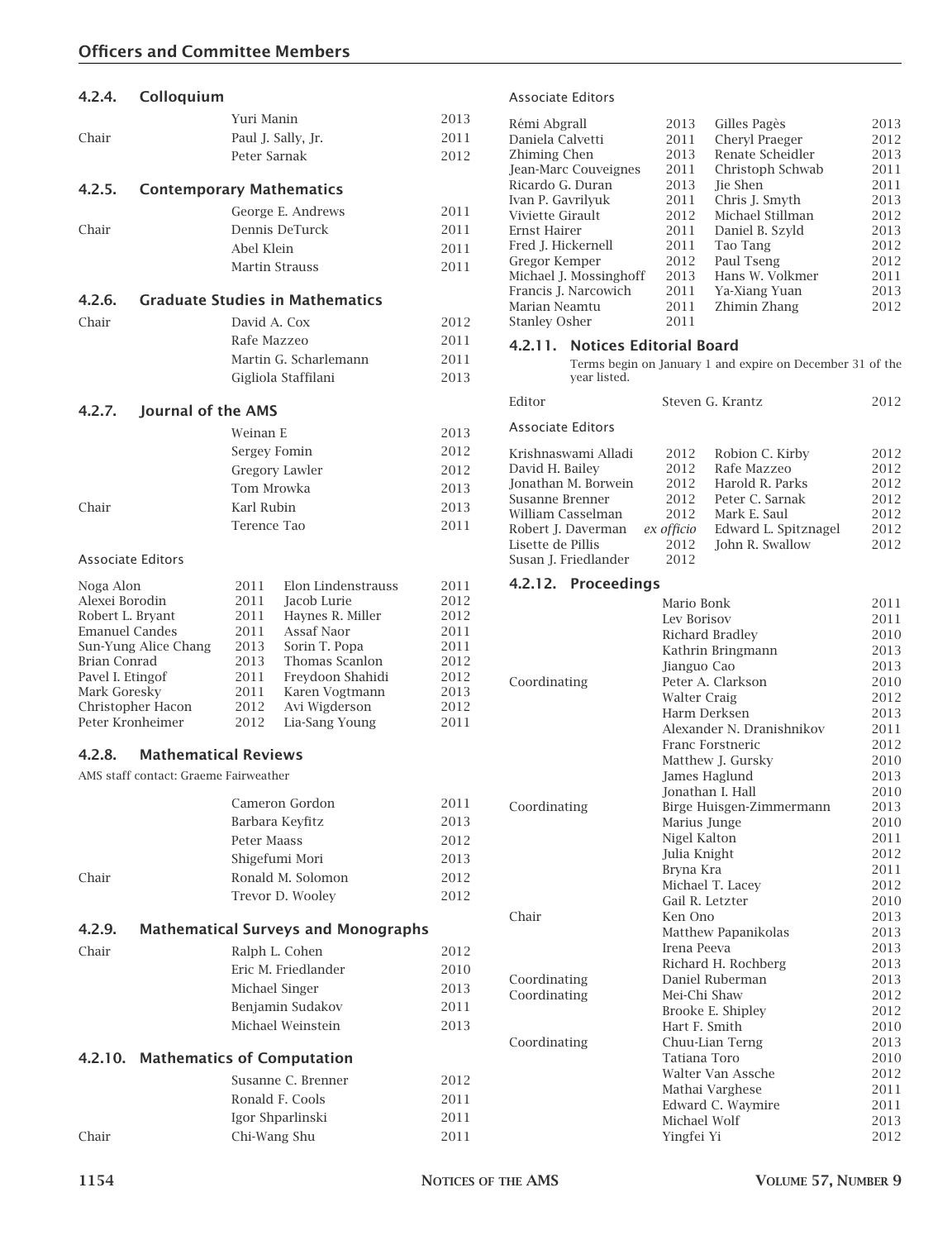### 4.2.4. Colloquium

| | | |
|---|---|---|
| | Yuri Manin | 2013 |
| Chair | Paul J. Sally, Jr. | 2011 |
| | Peter Sarnak | 2012 |

### 4.2.5. Contemporary Mathematics

| | | |
|---|---|---|
| | George E. Andrews | 2011 |
| Chair | Dennis DeTurck | 2011 |
| | Abel Klein | 2011 |
| | Martin Strauss | 2011 |

### 4.2.6. Graduate Studies in Mathematics

| | | |
|---|---|---|
| Chair | David A. Cox | 2012 |
| | Rafe Mazzeo | 2011 |
| | Martin G. Scharlemann | 2011 |
| | Gigliola Staffilani | 2013 |

### 4.2.7. Journal of the AMS

| | | |
|---|---|---|
| | Weinan E | 2013 |
| | Sergey Fomin | 2012 |
| | Gregory Lawler | 2012 |
| | Tom Mrowka | 2013 |
| Chair | Karl Rubin | 2013 |
| | Terence Tao | 2011 |

Associate Editors

| | | | |
|---|---|---|---|
| Noga Alon | 2011 | Elon Lindenstrauss | 2011 |
| Alexei Borodin | 2011 | Jacob Lurie | 2012 |
| Robert L. Bryant | 2011 | Haynes R. Miller | 2012 |
| Emanuel Candes | 2011 | Assaf Naor | 2011 |
| Sun-Yung Alice Chang | 2013 | Sorin T. Popa | 2011 |
| Brian Conrad | 2013 | Thomas Scanlon | 2012 |
| Pavel I. Etingof | 2011 | Freydoon Shahidi | 2012 |
| Mark Goresky | 2011 | Karen Vogtmann | 2013 |
| Christopher Hacon | 2012 | Avi Wigderson | 2012 |
| Peter Kronheimer | 2012 | Lia-Sang Young | 2011 |

### 4.2.8. Mathematical Reviews

AMS staff contact: Graeme Fairweather

| | | |
|---|---|---|
| | Cameron Gordon | 2011 |
| | Barbara Keyfitz | 2013 |
| | Peter Maass | 2012 |
| | Shigefumi Mori | 2013 |
| Chair | Ronald M. Solomon | 2012 |
| | Trevor D. Wooley | 2012 |

### 4.2.9. Mathematical Surveys and Monographs

| | | |
|---|---|---|
| Chair | Ralph L. Cohen | 2012 |
| | Eric M. Friedlander | 2010 |
| | Michael Singer | 2013 |
| | Benjamin Sudakov | 2011 |
| | Michael Weinstein | 2013 |

### 4.2.10. Mathematics of Computation

| | | |
|---|---|---|
| | Susanne C. Brenner | 2012 |
| | Ronald F. Cools | 2011 |
| | Igor Shparlinski | 2011 |
| Chair | Chi-Wang Shu | 2011 |

Associate Editors

| | | | |
|---|---|---|---|
| Rémi Abgrall | 2013 | Gilles Pagès | 2013 |
| Daniela Calvetti | 2011 | Cheryl Praeger | 2012 |
| Zhiming Chen | 2013 | Renate Scheidler | 2013 |
| Jean-Marc Couveignes | 2011 | Christoph Schwab | 2011 |
| Ricardo G. Duran | 2013 | Jie Shen | 2011 |
| Ivan P. Gavrilyuk | 2011 | Chris J. Smyth | 2013 |
| Viviette Girault | 2012 | Michael Stillman | 2012 |
| Ernst Hairer | 2011 | Daniel B. Szyld | 2013 |
| Fred J. Hickernell | 2011 | Tao Tang | 2012 |
| Gregor Kemper | 2012 | Paul Tseng | 2012 |
| Michael J. Mossinghoff | 2013 | Hans W. Volkmer | 2011 |
| Francis J. Narcowich | 2011 | Ya-Xiang Yuan | 2013 |
| Marian Neamtu | 2011 | Zhimin Zhang | 2012 |
| Stanley Osher | 2011 | | |

### 4.2.11. Notices Editorial Board

Terms begin on January 1 and expire on December 31 of the year listed.

| | | |
|---|---|---|
| Editor | Steven G. Krantz | 2012 |

Associate Editors

| | | | |
|---|---|---|---|
| Krishnaswami Alladi | 2012 | Robion C. Kirby | 2012 |
| David H. Bailey | 2012 | Rafe Mazzeo | 2012 |
| Jonathan M. Borwein | 2012 | Harold R. Parks | 2012 |
| Susanne Brenner | 2012 | Peter C. Sarnak | 2012 |
| William Casselman | 2012 | Mark E. Saul | 2012 |
| Robert J. Daverman | *ex officio* | Edward L. Spitznagel | 2012 |
| Lisette de Pillis | 2012 | John R. Swallow | 2012 |
| Susan J. Friedlander | 2012 | | |

### 4.2.12. Proceedings

| | | |
|---|---|---|
| | Mario Bonk | 2011 |
| | Lev Borisov | 2011 |
| | Richard Bradley | 2010 |
| | Kathrin Bringmann | 2013 |
| | Jianguo Cao | 2013 |
| Coordinating | Peter A. Clarkson | 2010 |
| | Walter Craig | 2012 |
| | Harm Derksen | 2013 |
| | Alexander N. Dranishnikov | 2011 |
| | Franc Forstneric | 2012 |
| | Matthew J. Gursky | 2010 |
| | James Haglund | 2013 |
| | Jonathan I. Hall | 2010 |
| Coordinating | Birge Huisgen-Zimmermann | 2013 |
| | Marius Junge | 2010 |
| | Nigel Kalton | 2011 |
| | Julia Knight | 2012 |
| | Bryna Kra | 2011 |
| | Michael T. Lacey | 2012 |
| | Gail R. Letzter | 2010 |
| Chair | Ken Ono | 2013 |
| | Matthew Papanikolas | 2013 |
| | Irena Peeva | 2013 |
| | Richard H. Rochberg | 2013 |
| Coordinating | Daniel Ruberman | 2013 |
| Coordinating | Mei-Chi Shaw | 2012 |
| | Brooke E. Shipley | 2012 |
| | Hart F. Smith | 2010 |
| Coordinating | Chuu-Lian Terng | 2013 |
| | Tatiana Toro | 2010 |
| | Walter Van Assche | 2012 |
| | Mathai Varghese | 2011 |
| | Edward C. Waymire | 2011 |
| | Michael Wolf | 2013 |
| | Yingfei Yi | 2012 |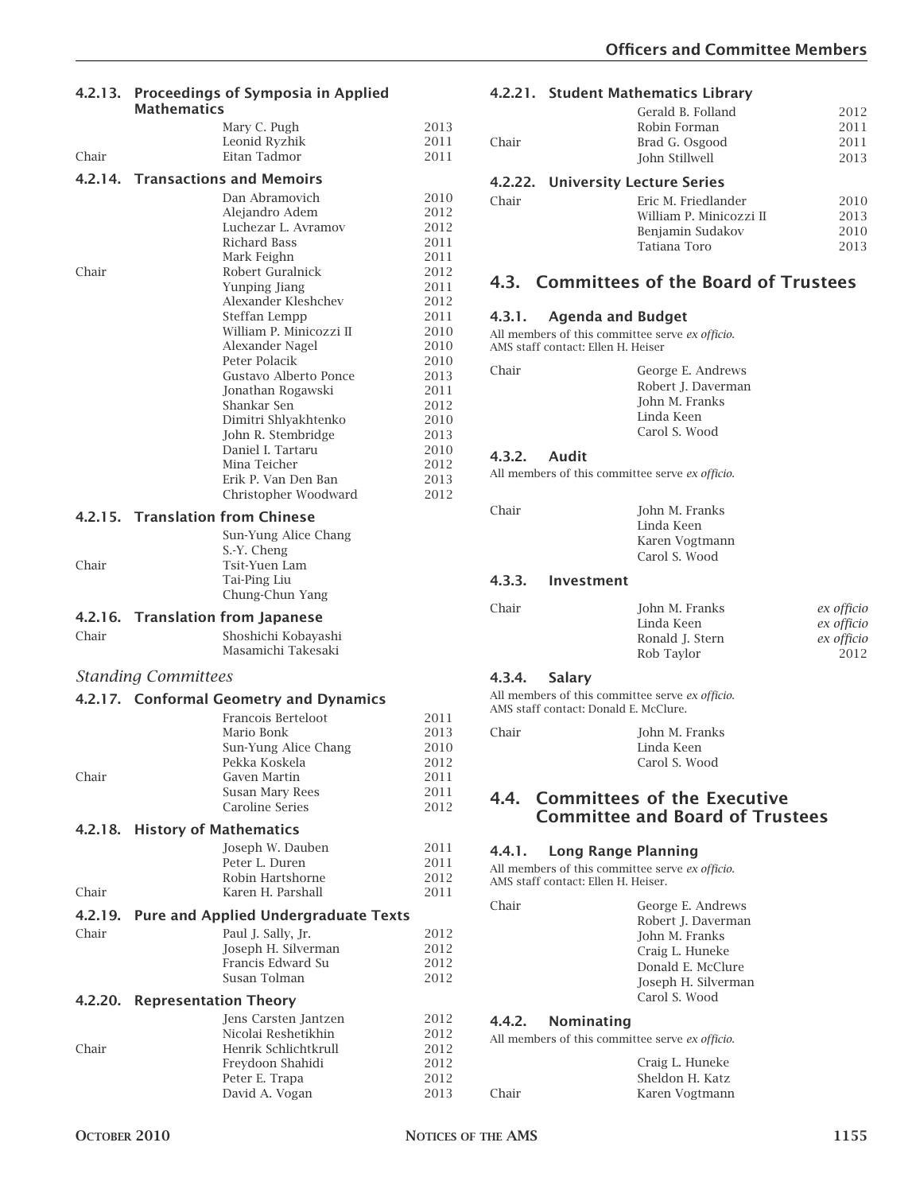### 4.2.13. Proceedings of Symposia in Applied Mathematics

| | | |
|---|---|---|
| | Mary C. Pugh | 2013 |
| | Leonid Ryzhik | 2011 |
| Chair | Eitan Tadmor | 2011 |

### 4.2.14. Transactions and Memoirs

| | | |
|---|---|---|
| | Dan Abramovich | 2010 |
| | Alejandro Adem | 2012 |
| | Luchezar L. Avramov | 2012 |
| | Richard Bass | 2011 |
| | Mark Feighn | 2011 |
| Chair | Robert Guralnick | 2012 |
| | Yunping Jiang | 2011 |
| | Alexander Kleshchev | 2012 |
| | Steffan Lempp | 2011 |
| | William P. Minicozzi II | 2010 |
| | Alexander Nagel | 2010 |
| | Peter Polacik | 2010 |
| | Gustavo Alberto Ponce | 2013 |
| | Jonathan Rogawski | 2011 |
| | Shankar Sen | 2012 |
| | Dimitri Shlyakhtenko | 2010 |
| | John R. Stembridge | 2013 |
| | Daniel I. Tartaru | 2010 |
| | Mina Teicher | 2012 |
| | Erik P. Van Den Ban | 2013 |
| | Christopher Woodward | 2012 |

### 4.2.15. Translation from Chinese

| | |
|---|---|
| | Sun-Yung Alice Chang |
| | S.-Y. Cheng |
| Chair | Tsit-Yuen Lam |
| | Tai-Ping Liu |
| | Chung-Chun Yang |

### 4.2.16. Translation from Japanese

| | |
|---|---|
| Chair | Shoshichi Kobayashi |
| | Masamichi Takesaki |

*Standing Committees*

### 4.2.17. Conformal Geometry and Dynamics

| | | |
|---|---|---|
| | Francois Berteloot | 2011 |
| | Mario Bonk | 2013 |
| | Sun-Yung Alice Chang | 2010 |
| | Pekka Koskela | 2012 |
| Chair | Gaven Martin | 2011 |
| | Susan Mary Rees | 2011 |
| | Caroline Series | 2012 |

### 4.2.18. History of Mathematics

| | | |
|---|---|---|
| | Joseph W. Dauben | 2011 |
| | Peter L. Duren | 2011 |
| | Robin Hartshorne | 2012 |
| Chair | Karen H. Parshall | 2011 |

### 4.2.19. Pure and Applied Undergraduate Texts

| | | |
|---|---|---|
| Chair | Paul J. Sally, Jr. | 2012 |
| | Joseph H. Silverman | 2012 |
| | Francis Edward Su | 2012 |
| | Susan Tolman | 2012 |

### 4.2.20. Representation Theory

| | | |
|---|---|---|
| | Jens Carsten Jantzen | 2012 |
| | Nicolai Reshetikhin | 2012 |
| Chair | Henrik Schlichtkrull | 2012 |
| | Freydoon Shahidi | 2012 |
| | Peter E. Trapa | 2012 |
| | David A. Vogan | 2013 |

### 4.2.21. Student Mathematics Library

| | | |
|---|---|---|
| | Gerald B. Folland | 2012 |
| | Robin Forman | 2011 |
| Chair | Brad G. Osgood | 2011 |
| | John Stillwell | 2013 |

### 4.2.22. University Lecture Series

| | | |
|---|---|---|
| Chair | Eric M. Friedlander | 2010 |
| | William P. Minicozzi II | 2013 |
| | Benjamin Sudakov | 2010 |
| | Tatiana Toro | 2013 |

## 4.3. Committees of the Board of Trustees

### 4.3.1. Agenda and Budget

All members of this committee serve *ex officio.*
AMS staff contact: Ellen H. Heiser

| | |
|---|---|
| Chair | George E. Andrews |
| | Robert J. Daverman |
| | John M. Franks |
| | Linda Keen |
| | Carol S. Wood |

### 4.3.2. Audit

All members of this committee serve *ex officio.*

| | |
|---|---|
| Chair | John M. Franks |
| | Linda Keen |
| | Karen Vogtmann |
| | Carol S. Wood |

### 4.3.3. Investment

| | | |
|---|---|---|
| Chair | John M. Franks | *ex officio* |
| | Linda Keen | *ex officio* |
| | Ronald J. Stern | *ex officio* |
| | Rob Taylor | 2012 |

### 4.3.4. Salary

All members of this committee serve *ex officio.*
AMS staff contact: Donald E. McClure.

| | |
|---|---|
| Chair | John M. Franks |
| | Linda Keen |
| | Carol S. Wood |

## 4.4. Committees of the Executive Committee and Board of Trustees

### 4.4.1. Long Range Planning

All members of this committee serve *ex officio.*
AMS staff contact: Ellen H. Heiser.

| | |
|---|---|
| Chair | George E. Andrews |
| | Robert J. Daverman |
| | John M. Franks |
| | Craig L. Huneke |
| | Donald E. McClure |
| | Joseph H. Silverman |
| | Carol S. Wood |

### 4.4.2. Nominating

All members of this committee serve *ex officio.*

| | |
|---|---|
| | Craig L. Huneke |
| | Sheldon H. Katz |
| Chair | Karen Vogtmann |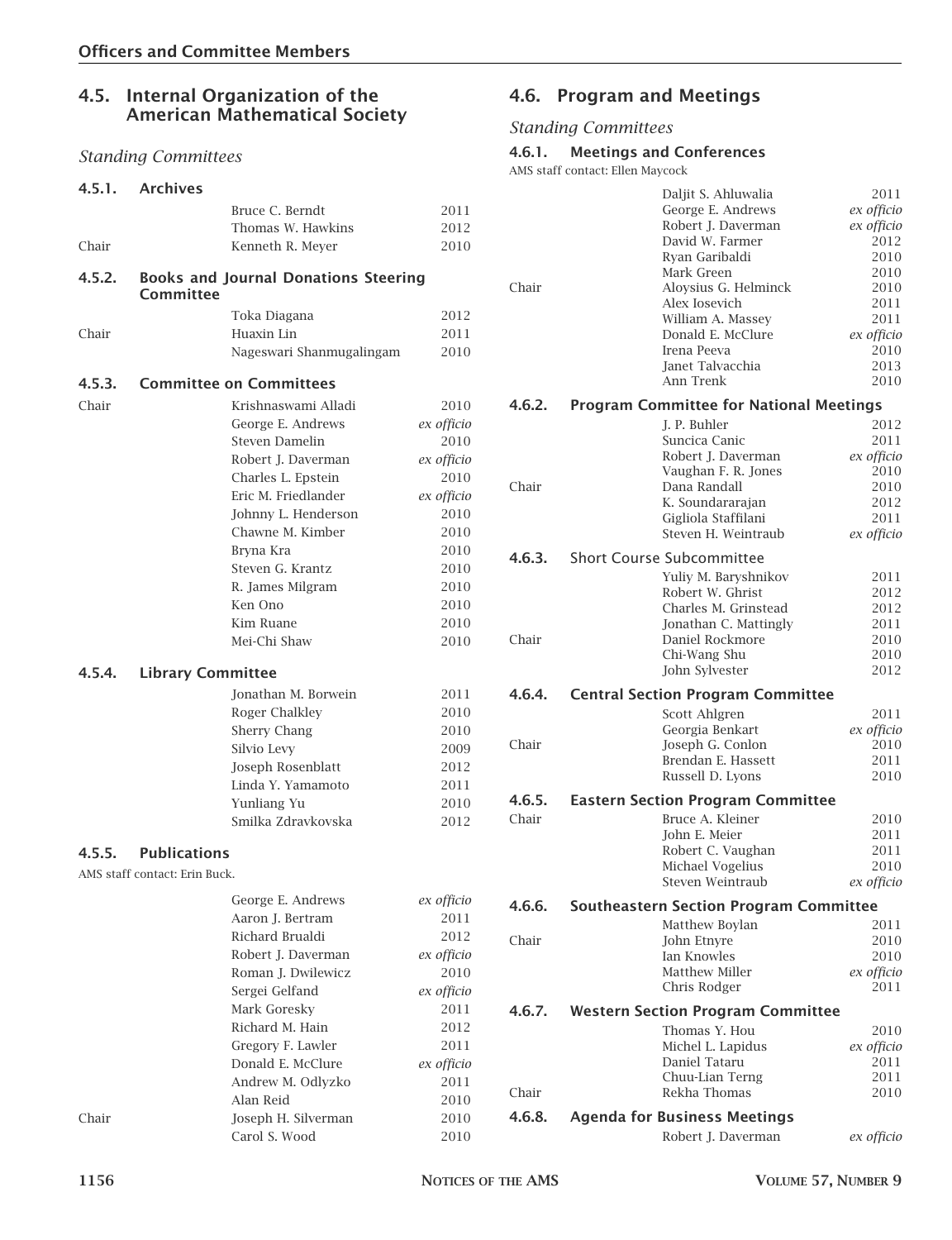## 4.5. Internal Organization of the American Mathematical Society

*Standing Committees*

### 4.5.1. Archives

| | | |
|---|---|---|
| | Bruce C. Berndt | 2011 |
| | Thomas W. Hawkins | 2012 |
| Chair | Kenneth R. Meyer | 2010 |

### 4.5.2. Books and Journal Donations Steering Committee

| | | |
|---|---|---|
| | Toka Diagana | 2012 |
| Chair | Huaxin Lin | 2011 |
| | Nageswari Shanmugalingam | 2010 |

### 4.5.3. Committee on Committees

| | | |
|---|---|---|
| Chair | Krishnaswami Alladi | 2010 |
| | George E. Andrews | *ex officio* |
| | Steven Damelin | 2010 |
| | Robert J. Daverman | *ex officio* |
| | Charles L. Epstein | 2010 |
| | Eric M. Friedlander | *ex officio* |
| | Johnny L. Henderson | 2010 |
| | Chawne M. Kimber | 2010 |
| | Bryna Kra | 2010 |
| | Steven G. Krantz | 2010 |
| | R. James Milgram | 2010 |
| | Ken Ono | 2010 |
| | Kim Ruane | 2010 |
| | Mei-Chi Shaw | 2010 |

### 4.5.4. Library Committee

| | | |
|---|---|---|
| | Jonathan M. Borwein | 2011 |
| | Roger Chalkley | 2010 |
| | Sherry Chang | 2010 |
| | Silvio Levy | 2009 |
| | Joseph Rosenblatt | 2012 |
| | Linda Y. Yamamoto | 2011 |
| | Yunliang Yu | 2010 |
| | Smilka Zdravkovska | 2012 |

### 4.5.5. Publications

AMS staff contact: Erin Buck.

| | | |
|---|---|---|
| | George E. Andrews | *ex officio* |
| | Aaron J. Bertram | 2011 |
| | Richard Brualdi | 2012 |
| | Robert J. Daverman | *ex officio* |
| | Roman J. Dwilewicz | 2010 |
| | Sergei Gelfand | *ex officio* |
| | Mark Goresky | 2011 |
| | Richard M. Hain | 2012 |
| | Gregory F. Lawler | 2011 |
| | Donald E. McClure | *ex officio* |
| | Andrew M. Odlyzko | 2011 |
| | Alan Reid | 2010 |
| Chair | Joseph H. Silverman | 2010 |
| | Carol S. Wood | 2010 |

## 4.6. Program and Meetings

*Standing Committees*

### 4.6.1. Meetings and Conferences

AMS staff contact: Ellen Maycock

| | | |
|---|---|---|
| | Daljit S. Ahluwalia | 2011 |
| | George E. Andrews | *ex officio* |
| | Robert J. Daverman | *ex officio* |
| | David W. Farmer | 2012 |
| | Ryan Garibaldi | 2010 |
| | Mark Green | 2010 |
| Chair | Aloysius G. Helminck | 2010 |
| | Alex Iosevich | 2011 |
| | William A. Massey | 2011 |
| | Donald E. McClure | *ex officio* |
| | Irena Peeva | 2010 |
| | Janet Talvacchia | 2013 |
| | Ann Trenk | 2010 |

### 4.6.2. Program Committee for National Meetings

| | | |
|---|---|---|
| | J. P. Buhler | 2012 |
| | Suncica Canic | 2011 |
| | Robert J. Daverman | *ex officio* |
| | Vaughan F. R. Jones | 2010 |
| Chair | Dana Randall | 2010 |
| | K. Soundararajan | 2012 |
| | Gigliola Staffilani | 2011 |
| | Steven H. Weintraub | *ex officio* |

### 4.6.3. Short Course Subcommittee

| | | |
|---|---|---|
| | Yuliy M. Baryshnikov | 2011 |
| | Robert W. Ghrist | 2012 |
| | Charles M. Grinstead | 2012 |
| | Jonathan C. Mattingly | 2011 |
| Chair | Daniel Rockmore | 2010 |
| | Chi-Wang Shu | 2010 |
| | John Sylvester | 2012 |

### 4.6.4. Central Section Program Committee

| | | |
|---|---|---|
| | Scott Ahlgren | 2011 |
| | Georgia Benkart | *ex officio* |
| Chair | Joseph G. Conlon | 2010 |
| | Brendan E. Hassett | 2011 |
| | Russell D. Lyons | 2010 |

### 4.6.5. Eastern Section Program Committee

| | | |
|---|---|---|
| Chair | Bruce A. Kleiner | 2010 |
| | John E. Meier | 2011 |
| | Robert C. Vaughan | 2011 |
| | Michael Vogelius | 2010 |
| | Steven Weintraub | *ex officio* |

### 4.6.6. Southeastern Section Program Committee

| | | |
|---|---|---|
| | Matthew Boylan | 2011 |
| Chair | John Etnyre | 2010 |
| | Ian Knowles | 2010 |
| | Matthew Miller | *ex officio* |
| | Chris Rodger | 2011 |

### 4.6.7. Western Section Program Committee

| | | |
|---|---|---|
| | Thomas Y. Hou | 2010 |
| | Michel L. Lapidus | *ex officio* |
| | Daniel Tataru | 2011 |
| | Chuu-Lian Terng | 2011 |
| Chair | Rekha Thomas | 2010 |

### 4.6.8. Agenda for Business Meetings

| | | |
|---|---|---|
| | Robert J. Daverman | *ex officio* |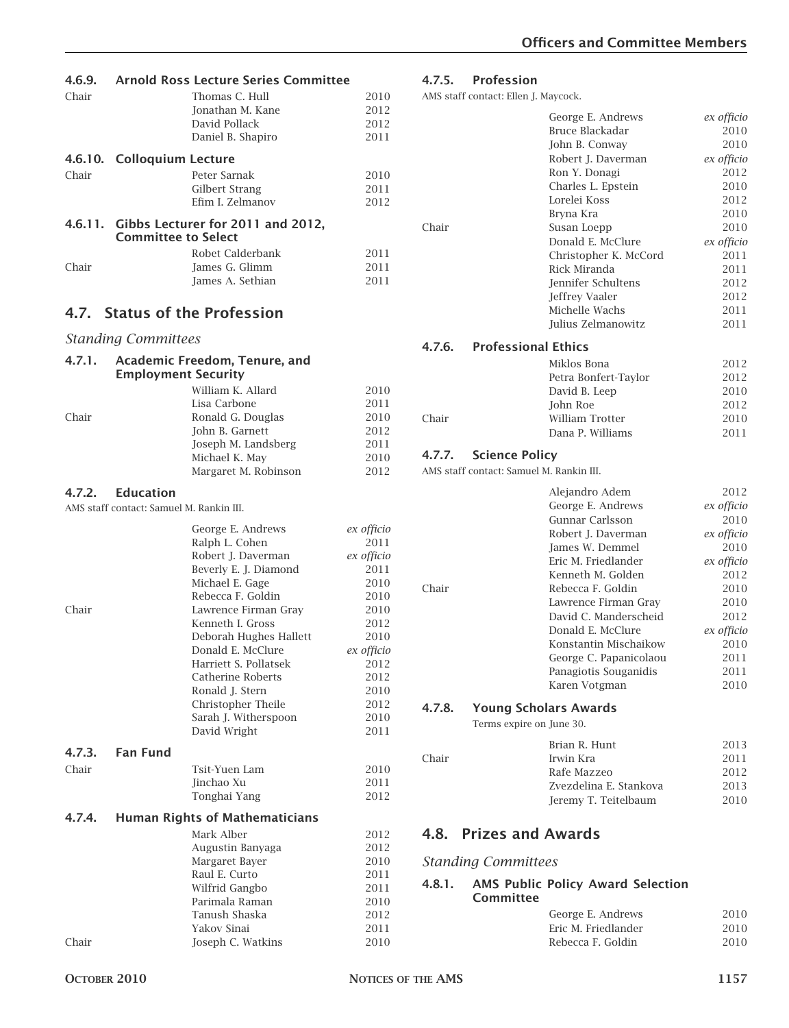#### 4.6.9. Arnold Ross Lecture Series Committee

| | | |
|---|---|---|
| Chair | Thomas C. Hull | 2010 |
| | Jonathan M. Kane | 2012 |
| | David Pollack | 2012 |
| | Daniel B. Shapiro | 2011 |

#### 4.6.10. Colloquium Lecture

| | | |
|---|---|---|
| Chair | Peter Sarnak | 2010 |
| | Gilbert Strang | 2011 |
| | Efim I. Zelmanov | 2012 |

#### 4.6.11. Gibbs Lecturer for 2011 and 2012, Committee to Select

| | | |
|---|---|---|
| | Robet Calderbank | 2011 |
| Chair | James G. Glimm | 2011 |
| | James A. Sethian | 2011 |

## 4.7. Status of the Profession

### *Standing Committees*

#### 4.7.1. Academic Freedom, Tenure, and Employment Security

| | | |
|---|---|---|
| | William K. Allard | 2010 |
| | Lisa Carbone | 2011 |
| Chair | Ronald G. Douglas | 2010 |
| | John B. Garnett | 2012 |
| | Joseph M. Landsberg | 2011 |
| | Michael K. May | 2010 |
| | Margaret M. Robinson | 2012 |

#### 4.7.2. Education

AMS staff contact: Samuel M. Rankin III.

| | | |
|---|---|---|
| | George E. Andrews | *ex officio* |
| | Ralph L. Cohen | 2011 |
| | Robert J. Daverman | *ex officio* |
| | Beverly E. J. Diamond | 2011 |
| | Michael E. Gage | 2010 |
| | Rebecca F. Goldin | 2010 |
| Chair | Lawrence Firman Gray | 2010 |
| | Kenneth I. Gross | 2012 |
| | Deborah Hughes Hallett | 2010 |
| | Donald E. McClure | *ex officio* |
| | Harriett S. Pollatsek | 2012 |
| | Catherine Roberts | 2012 |
| | Ronald J. Stern | 2010 |
| | Christopher Theile | 2012 |
| | Sarah J. Witherspoon | 2010 |
| | David Wright | 2011 |

#### 4.7.3. Fan Fund

| | | |
|---|---|---|
| Chair | Tsit-Yuen Lam | 2010 |
| | Jinchao Xu | 2011 |
| | Tonghai Yang | 2012 |

#### 4.7.4. Human Rights of Mathematicians

| | | |
|---|---|---|
| | Mark Alber | 2012 |
| | Augustin Banyaga | 2012 |
| | Margaret Bayer | 2010 |
| | Raul E. Curto | 2011 |
| | Wilfrid Gangbo | 2011 |
| | Parimala Raman | 2010 |
| | Tanush Shaska | 2012 |
| | Yakov Sinai | 2011 |
| Chair | Joseph C. Watkins | 2010 |

#### 4.7.5. Profession

AMS staff contact: Ellen J. Maycock.

| | | |
|---|---|---|
| | George E. Andrews | *ex officio* |
| | Bruce Blackadar | 2010 |
| | John B. Conway | 2010 |
| | Robert J. Daverman | *ex officio* |
| | Ron Y. Donagi | 2012 |
| | Charles L. Epstein | 2010 |
| | Lorelei Koss | 2012 |
| | Bryna Kra | 2010 |
| Chair | Susan Loepp | 2010 |
| | Donald E. McClure | *ex officio* |
| | Christopher K. McCord | 2011 |
| | Rick Miranda | 2011 |
| | Jennifer Schultens | 2012 |
| | Jeffrey Vaaler | 2012 |
| | Michelle Wachs | 2011 |
| | Julius Zelmanowitz | 2011 |

#### 4.7.6. Professional Ethics

| | | |
|---|---|---|
| | Miklos Bona | 2012 |
| | Petra Bonfert-Taylor | 2012 |
| | David B. Leep | 2010 |
| | John Roe | 2012 |
| Chair | William Trotter | 2010 |
| | Dana P. Williams | 2011 |

#### 4.7.7. Science Policy

AMS staff contact: Samuel M. Rankin III.

| | | |
|---|---|---|
| | Alejandro Adem | 2012 |
| | George E. Andrews | *ex officio* |
| | Gunnar Carlsson | 2010 |
| | Robert J. Daverman | *ex officio* |
| | James W. Demmel | 2010 |
| | Eric M. Friedlander | *ex officio* |
| | Kenneth M. Golden | 2012 |
| Chair | Rebecca F. Goldin | 2010 |
| | Lawrence Firman Gray | 2010 |
| | David C. Manderscheid | 2012 |
| | Donald E. McClure | *ex officio* |
| | Konstantin Mischaikow | 2010 |
| | George C. Papanicolaou | 2011 |
| | Panagiotis Souganidis | 2011 |
| | Karen Votgman | 2010 |

#### 4.7.8. Young Scholars Awards

Terms expire on June 30.

| | | |
|---|---|---|
| | Brian R. Hunt | 2013 |
| Chair | Irwin Kra | 2011 |
| | Rafe Mazzeo | 2012 |
| | Zvezdelina E. Stankova | 2013 |
| | Jeremy T. Teitelbaum | 2010 |

## 4.8. Prizes and Awards

### *Standing Committees*

#### 4.8.1. AMS Public Policy Award Selection Committee

| | | |
|---|---|---|
| | George E. Andrews | 2010 |
| | Eric M. Friedlander | 2010 |
| | Rebecca F. Goldin | 2010 |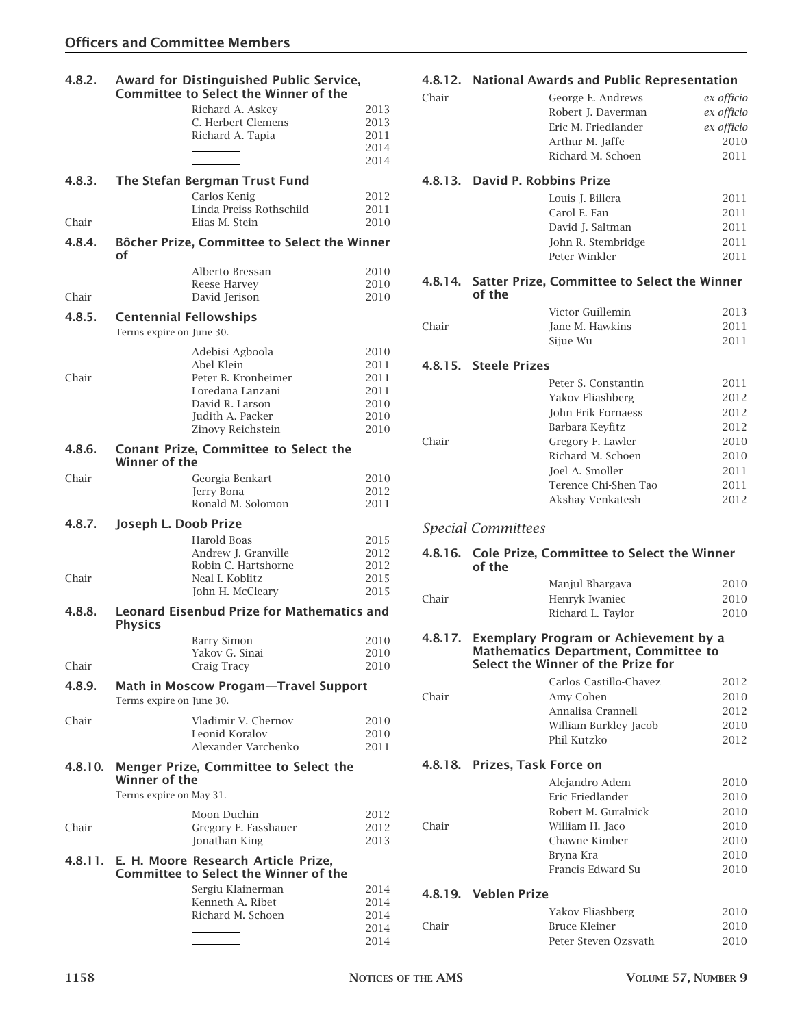### 4.8.2. Award for Distinguished Public Service, Committee to Select the Winner of the

| | | |
|---|---|---|
| | Richard A. Askey | 2013 |
| | C. Herbert Clemens | 2013 |
| | Richard A. Tapia | 2011 |
| | ________ | 2014 |
| | ________ | 2014 |

### 4.8.3. The Stefan Bergman Trust Fund

| | | |
|---|---|---|
| | Carlos Kenig | 2012 |
| | Linda Preiss Rothschild | 2011 |
| Chair | Elias M. Stein | 2010 |

### 4.8.4. Bôcher Prize, Committee to Select the Winner of

| | | |
|---|---|---|
| | Alberto Bressan | 2010 |
| | Reese Harvey | 2010 |
| Chair | David Jerison | 2010 |

### 4.8.5. Centennial Fellowships

Terms expire on June 30.

| | | |
|---|---|---|
| | Adebisi Agboola | 2010 |
| | Abel Klein | 2011 |
| Chair | Peter B. Kronheimer | 2011 |
| | Loredana Lanzani | 2011 |
| | David R. Larson | 2010 |
| | Judith A. Packer | 2010 |
| | Zinovy Reichstein | 2010 |

### 4.8.6. Conant Prize, Committee to Select the Winner of the

| | | |
|---|---|---|
| Chair | Georgia Benkart | 2010 |
| | Jerry Bona | 2012 |
| | Ronald M. Solomon | 2011 |

### 4.8.7. Joseph L. Doob Prize

| | | |
|---|---|---|
| | Harold Boas | 2015 |
| | Andrew J. Granville | 2012 |
| | Robin C. Hartshorne | 2012 |
| Chair | Neal I. Koblitz | 2015 |
| | John H. McCleary | 2015 |

### 4.8.8. Leonard Eisenbud Prize for Mathematics and Physics

| | | |
|---|---|---|
| | Barry Simon | 2010 |
| | Yakov G. Sinai | 2010 |
| Chair | Craig Tracy | 2010 |

### 4.8.9. Math in Moscow Progam—Travel Support

Terms expire on June 30.

| | | |
|---|---|---|
| Chair | Vladimir V. Chernov | 2010 |
| | Leonid Koralov | 2010 |
| | Alexander Varchenko | 2011 |

### 4.8.10. Menger Prize, Committee to Select the Winner of the

Terms expire on May 31.

| | | |
|---|---|---|
| | Moon Duchin | 2012 |
| Chair | Gregory E. Fasshauer | 2012 |
| | Jonathan King | 2013 |

### 4.8.11. E. H. Moore Research Article Prize, Committee to Select the Winner of the

| | | |
|---|---|---|
| | Sergiu Klainerman | 2014 |
| | Kenneth A. Ribet | 2014 |
| | Richard M. Schoen | 2014 |
| | ________ | 2014 |
| | ________ | 2014 |

### 4.8.12. National Awards and Public Representation

| | | |
|---|---|---|
| Chair | George E. Andrews | *ex officio* |
| | Robert J. Daverman | *ex officio* |
| | Eric M. Friedlander | *ex officio* |
| | Arthur M. Jaffe | 2010 |
| | Richard M. Schoen | 2011 |

### 4.8.13. David P. Robbins Prize

| | | |
|---|---|---|
| | Louis J. Billera | 2011 |
| | Carol E. Fan | 2011 |
| | David J. Saltman | 2011 |
| | John R. Stembridge | 2011 |
| | Peter Winkler | 2011 |

### 4.8.14. Satter Prize, Committee to Select the Winner of the

| | | |
|---|---|---|
| | Victor Guillemin | 2013 |
| Chair | Jane M. Hawkins | 2011 |
| | Sijue Wu | 2011 |

### 4.8.15. Steele Prizes

| | | |
|---|---|---|
| | Peter S. Constantin | 2011 |
| | Yakov Eliashberg | 2012 |
| | John Erik Fornaess | 2012 |
| | Barbara Keyfitz | 2012 |
| Chair | Gregory F. Lawler | 2010 |
| | Richard M. Schoen | 2010 |
| | Joel A. Smoller | 2011 |
| | Terence Chi-Shen Tao | 2011 |
| | Akshay Venkatesh | 2012 |

## *Special Committees*

### 4.8.16. Cole Prize, Committee to Select the Winner of the

| | | |
|---|---|---|
| | Manjul Bhargava | 2010 |
| Chair | Henryk Iwaniec | 2010 |
| | Richard L. Taylor | 2010 |

### 4.8.17. Exemplary Program or Achievement by a Mathematics Department, Committee to Select the Winner of the Prize for

| | | |
|---|---|---|
| | Carlos Castillo-Chavez | 2012 |
| Chair | Amy Cohen | 2010 |
| | Annalisa Crannell | 2012 |
| | William Burkley Jacob | 2010 |
| | Phil Kutzko | 2012 |

### 4.8.18. Prizes, Task Force on

| | | |
|---|---|---|
| | Alejandro Adem | 2010 |
| | Eric Friedlander | 2010 |
| | Robert M. Guralnick | 2010 |
| Chair | William H. Jaco | 2010 |
| | Chawne Kimber | 2010 |
| | Bryna Kra | 2010 |
| | Francis Edward Su | 2010 |

### 4.8.19. Veblen Prize

| | | |
|---|---|---|
| | Yakov Eliashberg | 2010 |
| Chair | Bruce Kleiner | 2010 |
| | Peter Steven Ozsvath | 2010 |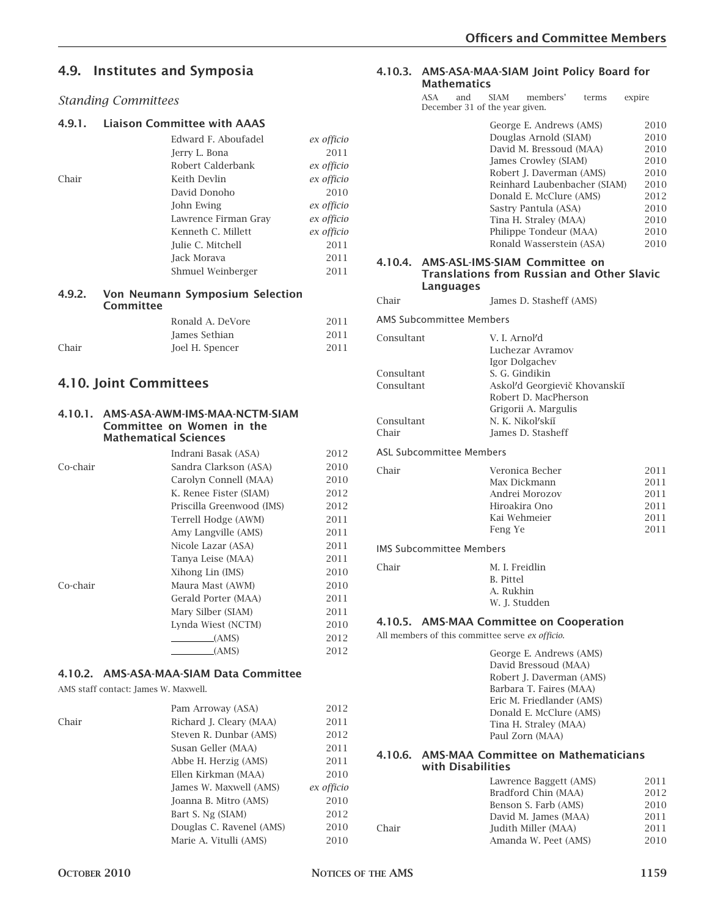## 4.9. Institutes and Symposia

*Standing Committees*

### 4.9.1. Liaison Committee with AAAS

| | | |
|---|---|---|
| | Edward F. Aboufadel | *ex officio* |
| | Jerry L. Bona | 2011 |
| | Robert Calderbank | *ex officio* |
| Chair | Keith Devlin | *ex officio* |
| | David Donoho | 2010 |
| | John Ewing | *ex officio* |
| | Lawrence Firman Gray | *ex officio* |
| | Kenneth C. Millett | *ex officio* |
| | Julie C. Mitchell | 2011 |
| | Jack Morava | 2011 |
| | Shmuel Weinberger | 2011 |

### 4.9.2. Von Neumann Symposium Selection Committee

| | | |
|---|---|---|
| | Ronald A. DeVore | 2011 |
| | James Sethian | 2011 |
| Chair | Joel H. Spencer | 2011 |

## 4.10. Joint Committees

### 4.10.1. AMS-ASA-AWM-IMS-MAA-NCTM-SIAM Committee on Women in the Mathematical Sciences

| | | |
|---|---|---|
| | Indrani Basak (ASA) | 2012 |
| Co-chair | Sandra Clarkson (ASA) | 2010 |
| | Carolyn Connell (MAA) | 2010 |
| | K. Renee Fister (SIAM) | 2012 |
| | Priscilla Greenwood (IMS) | 2012 |
| | Terrell Hodge (AWM) | 2011 |
| | Amy Langville (AMS) | 2011 |
| | Nicole Lazar (ASA) | 2011 |
| | Tanya Leise (MAA) | 2011 |
| | Xihong Lin (IMS) | 2010 |
| Co-chair | Maura Mast (AWM) | 2010 |
| | Gerald Porter (MAA) | 2011 |
| | Mary Silber (SIAM) | 2011 |
| | Lynda Wiest (NCTM) | 2010 |
| | ________(AMS) | 2012 |
| | ________(AMS) | 2012 |

### 4.10.2. AMS-ASA-MAA-SIAM Data Committee

AMS staff contact: James W. Maxwell.

| | | |
|---|---|---|
| | Pam Arroway (ASA) | 2012 |
| Chair | Richard J. Cleary (MAA) | 2011 |
| | Steven R. Dunbar (AMS) | 2012 |
| | Susan Geller (MAA) | 2011 |
| | Abbe H. Herzig (AMS) | 2011 |
| | Ellen Kirkman (MAA) | 2010 |
| | James W. Maxwell (AMS) | *ex officio* |
| | Joanna B. Mitro (AMS) | 2010 |
| | Bart S. Ng (SIAM) | 2012 |
| | Douglas C. Ravenel (AMS) | 2010 |
| | Marie A. Vitulli (AMS) | 2010 |

### 4.10.3. AMS-ASA-MAA-SIAM Joint Policy Board for Mathematics

ASA and SIAM members' terms expire December 31 of the year given.

| | |
|---|---|
| George E. Andrews (AMS) | 2010 |
| Douglas Arnold (SIAM) | 2010 |
| David M. Bressoud (MAA) | 2010 |
| James Crowley (SIAM) | 2010 |
| Robert J. Daverman (AMS) | 2010 |
| Reinhard Laubenbacher (SIAM) | 2010 |
| Donald E. McClure (AMS) | 2012 |
| Sastry Pantula (ASA) | 2010 |
| Tina H. Straley (MAA) | 2010 |
| Philippe Tondeur (MAA) | 2010 |
| Ronald Wasserstein (ASA) | 2010 |

### 4.10.4. AMS-ASL-IMS-SIAM Committee on Translations from Russian and Other Slavic Languages

Chair — James D. Stasheff (AMS)

AMS Subcommittee Members

| | |
|---|---|
| Consultant | V. I. Arnol′d |
| | Luchezar Avramov |
| | Igor Dolgachev |
| Consultant | S. G. Gindikin |
| Consultant | Askol′d Georgievič Khovanskiĭ |
| | Robert D. MacPherson |
| | Grigorii A. Margulis |
| Consultant | N. K. Nikol′skiĭ |
| Chair | James D. Stasheff |

ASL Subcommittee Members

| | | |
|---|---|---|
| Chair | Veronica Becher | 2011 |
| | Max Dickmann | 2011 |
| | Andrei Morozov | 2011 |
| | Hiroakira Ono | 2011 |
| | Kai Wehmeier | 2011 |
| | Feng Ye | 2011 |

IMS Subcommittee Members

| | |
|---|---|
| Chair | M. I. Freidlin |
| | B. Pittel |
| | A. Rukhin |
| | W. J. Studden |

### 4.10.5. AMS-MAA Committee on Cooperation

All members of this committee serve *ex officio*.

- George E. Andrews (AMS)
- David Bressoud (MAA)
- Robert J. Daverman (AMS)
- Barbara T. Faires (MAA)
- Eric M. Friedlander (AMS)
- Donald E. McClure (AMS)
- Tina H. Straley (MAA)
- Paul Zorn (MAA)

### 4.10.6. AMS-MAA Committee on Mathematicians with Disabilities

| | | |
|---|---|---|
| | Lawrence Baggett (AMS) | 2011 |
| | Bradford Chin (MAA) | 2012 |
| | Benson S. Farb (AMS) | 2010 |
| | David M. James (MAA) | 2011 |
| Chair | Judith Miller (MAA) | 2011 |
| | Amanda W. Peet (AMS) | 2010 |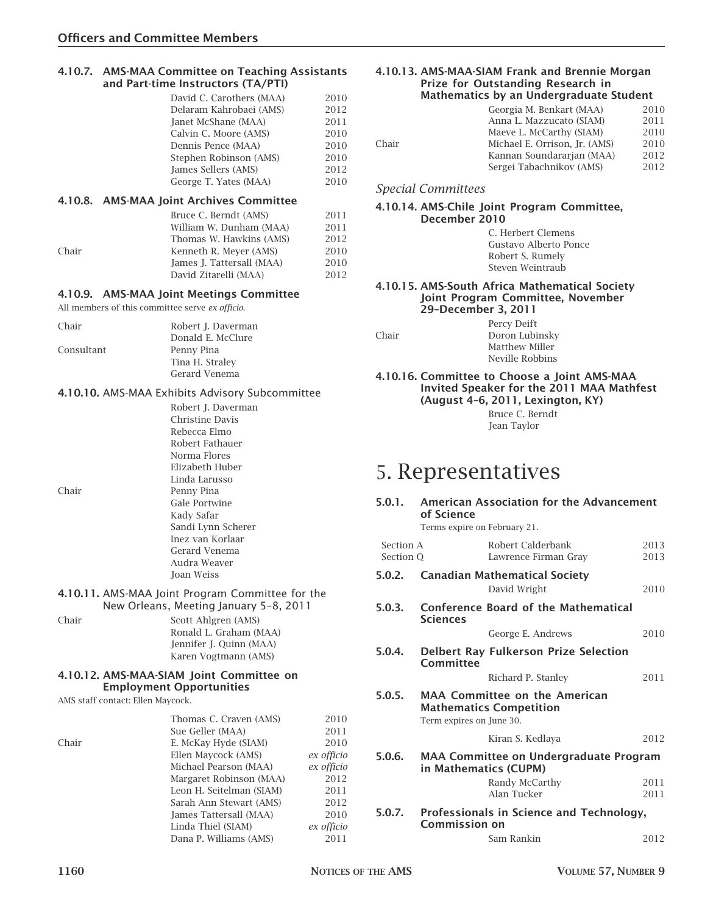#### 4.10.7. AMS-MAA Committee on Teaching Assistants and Part-time Instructors (TA/PTI)

| | | |
|---|---|---|
| | David C. Carothers (MAA) | 2010 |
| | Delaram Kahrobaei (AMS) | 2012 |
| | Janet McShane (MAA) | 2011 |
| | Calvin C. Moore (AMS) | 2010 |
| | Dennis Pence (MAA) | 2010 |
| | Stephen Robinson (AMS) | 2010 |
| | James Sellers (AMS) | 2012 |
| | George T. Yates (MAA) | 2010 |

#### 4.10.8. AMS-MAA Joint Archives Committee

| | | |
|---|---|---|
| | Bruce C. Berndt (AMS) | 2011 |
| | William W. Dunham (MAA) | 2011 |
| | Thomas W. Hawkins (AMS) | 2012 |
| Chair | Kenneth R. Meyer (AMS) | 2010 |
| | James J. Tattersall (MAA) | 2010 |
| | David Zitarelli (MAA) | 2012 |

#### 4.10.9. AMS-MAA Joint Meetings Committee

All members of this committee serve *ex officio*.

| | |
|---|---|
| Chair | Robert J. Daverman |
| | Donald E. McClure |
| Consultant | Penny Pina |
| | Tina H. Straley |
| | Gerard Venema |

#### 4.10.10. AMS-MAA Exhibits Advisory Subcommittee

| | |
|---|---|
| | Robert J. Daverman |
| | Christine Davis |
| | Rebecca Elmo |
| | Robert Fathauer |
| | Norma Flores |
| | Elizabeth Huber |
| | Linda Larusso |
| Chair | Penny Pina |
| | Gale Portwine |
| | Kady Safar |
| | Sandi Lynn Scherer |
| | Inez van Korlaar |
| | Gerard Venema |
| | Audra Weaver |
| | Joan Weiss |

#### 4.10.11. AMS-MAA Joint Program Committee for the New Orleans, Meeting January 5–8, 2011

| | |
|---|---|
| Chair | Scott Ahlgren (AMS) |
| | Ronald L. Graham (MAA) |
| | Jennifer J. Quinn (MAA) |
| | Karen Vogtmann (AMS) |

#### 4.10.12. AMS-MAA-SIAM Joint Committee on Employment Opportunities

AMS staff contact: Ellen Maycock.

| | | |
|---|---|---|
| | Thomas C. Craven (AMS) | 2010 |
| | Sue Geller (MAA) | 2011 |
| Chair | E. McKay Hyde (SIAM) | 2010 |
| | Ellen Maycock (AMS) | *ex officio* |
| | Michael Pearson (MAA) | *ex officio* |
| | Margaret Robinson (MAA) | 2012 |
| | Leon H. Seitelman (SIAM) | 2011 |
| | Sarah Ann Stewart (AMS) | 2012 |
| | James Tattersall (MAA) | 2010 |
| | Linda Thiel (SIAM) | *ex officio* |
| | Dana P. Williams (AMS) | 2011 |

#### 4.10.13. AMS-MAA-SIAM Frank and Brennie Morgan Prize for Outstanding Research in Mathematics by an Undergraduate Student

| | | |
|---|---|---|
| | Georgia M. Benkart (MAA) | 2010 |
| | Anna L. Mazzucato (SIAM) | 2011 |
| | Maeve L. McCarthy (SIAM) | 2010 |
| Chair | Michael E. Orrison, Jr. (AMS) | 2010 |
| | Kannan Soundararjan (MAA) | 2012 |
| | Sergei Tabachnikov (AMS) | 2012 |

### *Special Committees*

#### 4.10.14. AMS-Chile Joint Program Committee, December 2010

C. Herbert Clemens
Gustavo Alberto Ponce
Robert S. Rumely
Steven Weintraub

#### 4.10.15. AMS-South Africa Mathematical Society Joint Program Committee, November 29–December 3, 2011

| | |
|---|---|
| | Percy Deift |
| Chair | Doron Lubinsky |
| | Matthew Miller |
| | Neville Robbins |

#### 4.10.16. Committee to Choose a Joint AMS-MAA Invited Speaker for the 2011 MAA Mathfest (August 4–6, 2011, Lexington, KY)

Bruce C. Berndt
Jean Taylor

# 5. Representatives

#### 5.0.1. American Association for the Advancement of Science

Terms expire on February 21.

| | | |
|---|---|---|
| Section A | Robert Calderbank | 2013 |
| Section Q | Lawrence Firman Gray | 2013 |

#### 5.0.2. Canadian Mathematical Society

David Wright 2010

#### 5.0.3. Conference Board of the Mathematical Sciences

George E. Andrews 2010

#### 5.0.4. Delbert Ray Fulkerson Prize Selection Committee

Richard P. Stanley 2011

#### 5.0.5. MAA Committee on the American Mathematics Competition

Term expires on June 30.

Kiran S. Kedlaya 2012

#### 5.0.6. MAA Committee on Undergraduate Program in Mathematics (CUPM)

| | |
|---|---|
| Randy McCarthy | 2011 |
| Alan Tucker | 2011 |

#### 5.0.7. Professionals in Science and Technology, Commission on

Sam Rankin 2012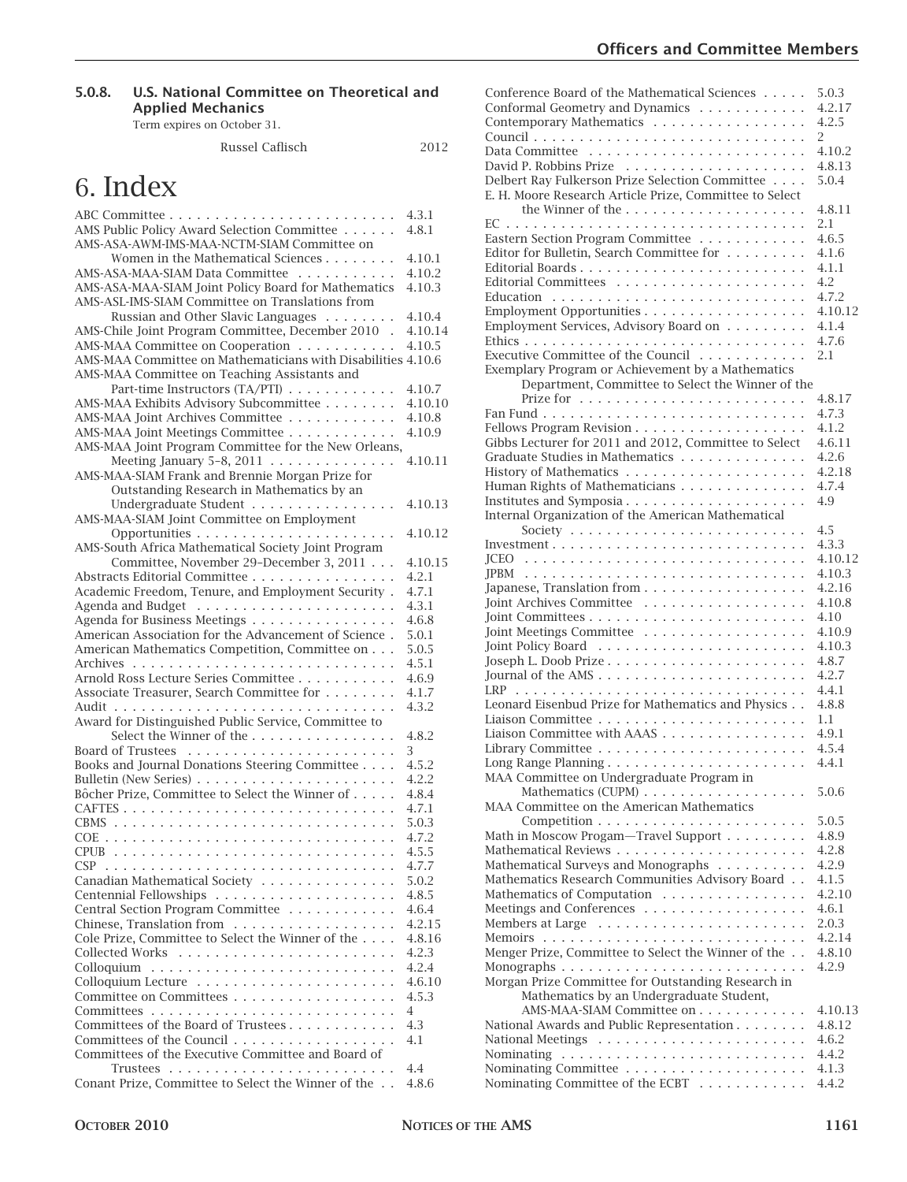### 5.0.8. U.S. National Committee on Theoretical and Applied Mechanics

Term expires on October 31.

Russel Caflisch 2012

# 6. Index

| Entry | Section |
|---|---|
| ABC Committee | 4.3.1 |
| AMS Public Policy Award Selection Committee | 4.8.1 |
| AMS-ASA-AWM-IMS-MAA-NCTM-SIAM Committee on Women in the Mathematical Sciences | 4.10.1 |
| AMS-ASA-MAA-SIAM Data Committee | 4.10.2 |
| AMS-ASA-MAA-SIAM Joint Policy Board for Mathematics | 4.10.3 |
| AMS-ASL-IMS-SIAM Committee on Translations from Russian and Other Slavic Languages | 4.10.4 |
| AMS-Chile Joint Program Committee, December 2010 | 4.10.14 |
| AMS-MAA Committee on Cooperation | 4.10.5 |
| AMS-MAA Committee on Mathematicians with Disabilities | 4.10.6 |
| AMS-MAA Committee on Teaching Assistants and Part-time Instructors (TA/PTI) | 4.10.7 |
| AMS-MAA Exhibits Advisory Subcommittee | 4.10.10 |
| AMS-MAA Joint Archives Committee | 4.10.8 |
| AMS-MAA Joint Meetings Committee | 4.10.9 |
| AMS-MAA Joint Program Committee for the New Orleans, Meeting January 5–8, 2011 | 4.10.11 |
| AMS-MAA-SIAM Frank and Brennie Morgan Prize for Outstanding Research in Mathematics by an Undergraduate Student | 4.10.13 |
| AMS-MAA-SIAM Joint Committee on Employment Opportunities | 4.10.12 |
| AMS-South Africa Mathematical Society Joint Program Committee, November 29–December 3, 2011 | 4.10.15 |
| Abstracts Editorial Committee | 4.2.1 |
| Academic Freedom, Tenure, and Employment Security | 4.7.1 |
| Agenda and Budget | 4.3.1 |
| Agenda for Business Meetings | 4.6.8 |
| American Association for the Advancement of Science | 5.0.1 |
| American Mathematics Competition, Committee on | 5.0.5 |
| Archives | 4.5.1 |
| Arnold Ross Lecture Series Committee | 4.6.9 |
| Associate Treasurer, Search Committee for | 4.1.7 |
| Audit | 4.3.2 |
| Award for Distinguished Public Service, Committee to Select the Winner of the | 4.8.2 |
| Board of Trustees | 3 |
| Books and Journal Donations Steering Committee | 4.5.2 |
| Bulletin (New Series) | 4.2.2 |
| Bôcher Prize, Committee to Select the Winner of | 4.8.4 |
| CAFTES | 4.7.1 |
| CBMS | 5.0.3 |
| COE | 4.7.2 |
| CPUB | 4.5.5 |
| CSP | 4.7.7 |
| Canadian Mathematical Society | 5.0.2 |
| Centennial Fellowships | 4.8.5 |
| Central Section Program Committee | 4.6.4 |
| Chinese, Translation from | 4.2.15 |
| Cole Prize, Committee to Select the Winner of the | 4.8.16 |
| Collected Works | 4.2.3 |
| Colloquium | 4.2.4 |
| Colloquium Lecture | 4.6.10 |
| Committee on Committees | 4.5.3 |
| Committees | 4 |
| Committees of the Board of Trustees | 4.3 |
| Committees of the Council | 4.1 |
| Committees of the Executive Committee and Board of Trustees | 4.4 |
| Conant Prize, Committee to Select the Winner of the | 4.8.6 |
| Conference Board of the Mathematical Sciences | 5.0.3 |
| Conformal Geometry and Dynamics | 4.2.17 |
| Contemporary Mathematics | 4.2.5 |
| Council | 2 |
| Data Committee | 4.10.2 |
| David P. Robbins Prize | 4.8.13 |
| Delbert Ray Fulkerson Prize Selection Committee | 5.0.4 |
| E. H. Moore Research Article Prize, Committee to Select the Winner of the | 4.8.11 |
| EC | 2.1 |
| Eastern Section Program Committee | 4.6.5 |
| Editor for Bulletin, Search Committee for | 4.1.6 |
| Editorial Boards | 4.1.1 |
| Editorial Committees | 4.2 |
| Education | 4.7.2 |
| Employment Opportunities | 4.10.12 |
| Employment Services, Advisory Board on | 4.1.4 |
| Ethics | 4.7.6 |
| Executive Committee of the Council | 2.1 |
| Exemplary Program or Achievement by a Mathematics Department, Committee to Select the Winner of the Prize for | 4.8.17 |
| Fan Fund | 4.7.3 |
| Fellows Program Revision | 4.1.2 |
| Gibbs Lecturer for 2011 and 2012, Committee to Select | 4.6.11 |
| Graduate Studies in Mathematics | 4.2.6 |
| History of Mathematics | 4.2.18 |
| Human Rights of Mathematicians | 4.7.4 |
| Institutes and Symposia | 4.9 |
| Internal Organization of the American Mathematical Society | 4.5 |
| Investment | 4.3.3 |
| JCEO | 4.10.12 |
| JPBM | 4.10.3 |
| Japanese, Translation from | 4.2.16 |
| Joint Archives Committee | 4.10.8 |
| Joint Committees | 4.10 |
| Joint Meetings Committee | 4.10.9 |
| Joint Policy Board | 4.10.3 |
| Joseph L. Doob Prize | 4.8.7 |
| Journal of the AMS | 4.2.7 |
| LRP | 4.4.1 |
| Leonard Eisenbud Prize for Mathematics and Physics | 4.8.8 |
| Liaison Committee | 1.1 |
| Liaison Committee with AAAS | 4.9.1 |
| Library Committee | 4.5.4 |
| Long Range Planning | 4.4.1 |
| MAA Committee on Undergraduate Program in Mathematics (CUPM) | 5.0.6 |
| MAA Committee on the American Mathematics Competition | 5.0.5 |
| Math in Moscow Progam—Travel Support | 4.8.9 |
| Mathematical Reviews | 4.2.8 |
| Mathematical Surveys and Monographs | 4.2.9 |
| Mathematics Research Communities Advisory Board | 4.1.5 |
| Mathematics of Computation | 4.2.10 |
| Meetings and Conferences | 4.6.1 |
| Members at Large | 2.0.3 |
| Memoirs | 4.2.14 |
| Menger Prize, Committee to Select the Winner of the | 4.8.10 |
| Monographs | 4.2.9 |
| Morgan Prize Committee for Outstanding Research in Mathematics by an Undergraduate Student, AMS-MAA-SIAM Committee on | 4.10.13 |
| National Awards and Public Representation | 4.8.12 |
| National Meetings | 4.6.2 |
| Nominating | 4.4.2 |
| Nominating Committee | 4.1.3 |
| Nominating Committee of the ECBT | 4.4.2 |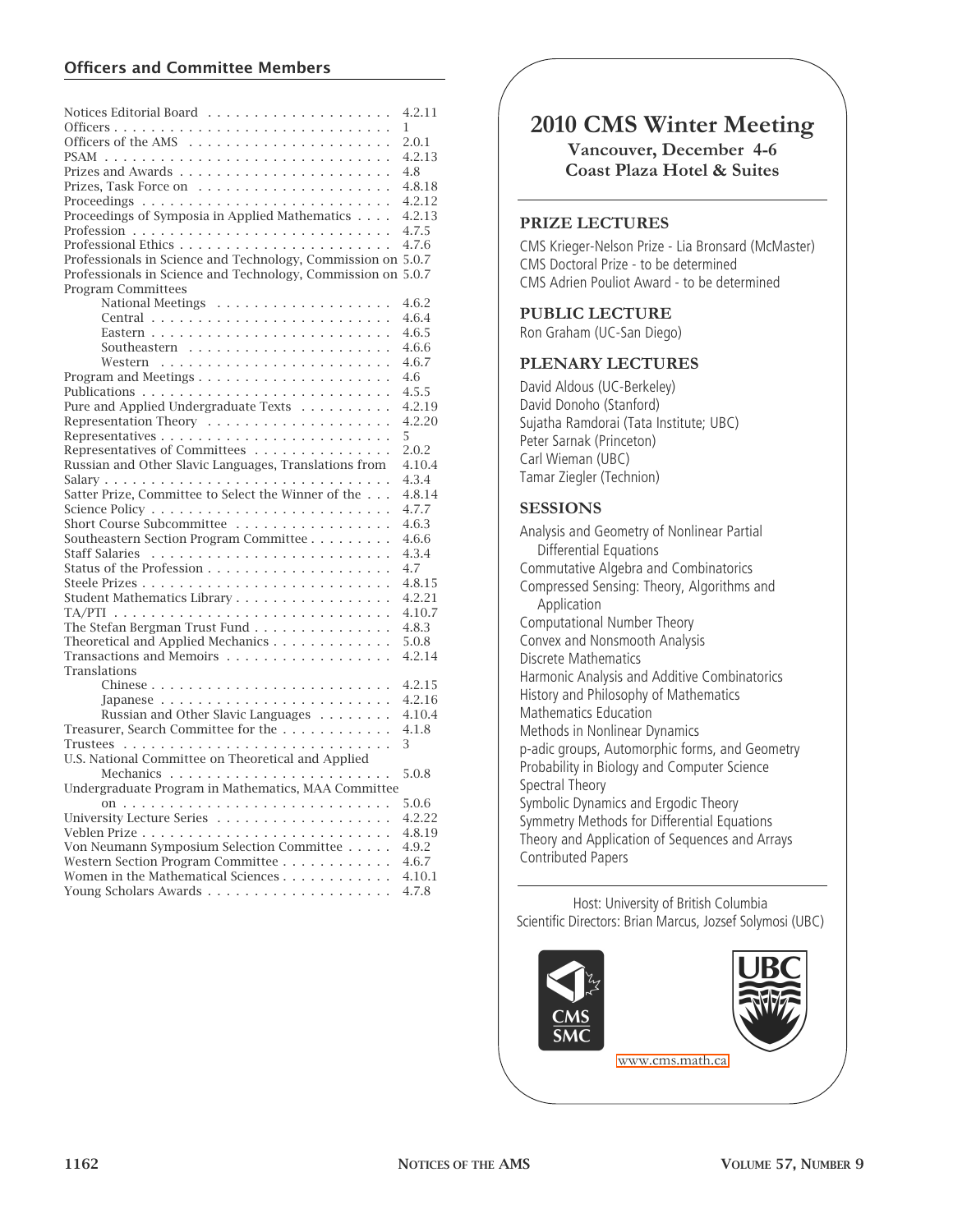## Officers and Committee Members

| | |
|---|---|
| Notices Editorial Board | 4.2.11 |
| Officers | 1 |
| Officers of the AMS | 2.0.1 |
| PSAM | 4.2.13 |
| Prizes and Awards | 4.8 |
| Prizes, Task Force on | 4.8.18 |
| Proceedings | 4.2.12 |
| Proceedings of Symposia in Applied Mathematics | 4.2.13 |
| Profession | 4.7.5 |
| Professional Ethics | 4.7.6 |
| Professionals in Science and Technology, Commission on | 5.0.7 |
| Professionals in Science and Technology, Commission on | 5.0.7 |
| Program Committees | |
| National Meetings | 4.6.2 |
| Central | 4.6.4 |
| Eastern | 4.6.5 |
| Southeastern | 4.6.6 |
| Western | 4.6.7 |
| Program and Meetings | 4.6 |
| Publications | 4.5.5 |
| Pure and Applied Undergraduate Texts | 4.2.19 |
| Representation Theory | 4.2.20 |
| Representatives | 5 |
| Representatives of Committees | 2.0.2 |
| Russian and Other Slavic Languages, Translations from | 4.10.4 |
| Salary | 4.3.4 |
| Satter Prize, Committee to Select the Winner of the | 4.8.14 |
| Science Policy | 4.7.7 |
| Short Course Subcommittee | 4.6.3 |
| Southeastern Section Program Committee | 4.6.6 |
| Staff Salaries | 4.3.4 |
| Status of the Profession | 4.7 |
| Steele Prizes | 4.8.15 |
| Student Mathematics Library | 4.2.21 |
| TA/PTI | 4.10.7 |
| The Stefan Bergman Trust Fund | 4.8.3 |
| Theoretical and Applied Mechanics | 5.0.8 |
| Transactions and Memoirs | 4.2.14 |
| Translations | |
| Chinese | 4.2.15 |
| Japanese | 4.2.16 |
| Russian and Other Slavic Languages | 4.10.4 |
| Treasurer, Search Committee for the | 4.1.8 |
| Trustees | 3 |
| U.S. National Committee on Theoretical and Applied Mechanics | 5.0.8 |
| Undergraduate Program in Mathematics, MAA Committee on | 5.0.6 |
| University Lecture Series | 4.2.22 |
| Veblen Prize | 4.8.19 |
| Von Neumann Symposium Selection Committee | 4.9.2 |
| Western Section Program Committee | 4.6.7 |
| Women in the Mathematical Sciences | 4.10.1 |
| Young Scholars Awards | 4.7.8 |

# 2010 CMS Winter Meeting

**Vancouver, December 4-6**
**Coast Plaza Hotel & Suites**

### PRIZE LECTURES

CMS Krieger-Nelson Prize - Lia Bronsard (McMaster)
CMS Doctoral Prize - to be determined
CMS Adrien Pouliot Award - to be determined

### PUBLIC LECTURE

Ron Graham (UC-San Diego)

### PLENARY LECTURES

David Aldous (UC-Berkeley)
David Donoho (Stanford)
Sujatha Ramdorai (Tata Institute; UBC)
Peter Sarnak (Princeton)
Carl Wieman (UBC)
Tamar Ziegler (Technion)

### SESSIONS

Analysis and Geometry of Nonlinear Partial Differential Equations
Commutative Algebra and Combinatorics
Compressed Sensing: Theory, Algorithms and Application
Computational Number Theory
Convex and Nonsmooth Analysis
Discrete Mathematics
Harmonic Analysis and Additive Combinatorics
History and Philosophy of Mathematics
Mathematics Education
Methods in Nonlinear Dynamics
p-adic groups, Automorphic forms, and Geometry
Probability in Biology and Computer Science
Spectral Theory
Symbolic Dynamics and Ergodic Theory
Symmetry Methods for Differential Equations
Theory and Application of Sequences and Arrays
Contributed Papers

Host: University of British Columbia
Scientific Directors: Brian Marcus, Jozsef Solymosi (UBC)

CMS SMC

UBC

www.cms.math.ca